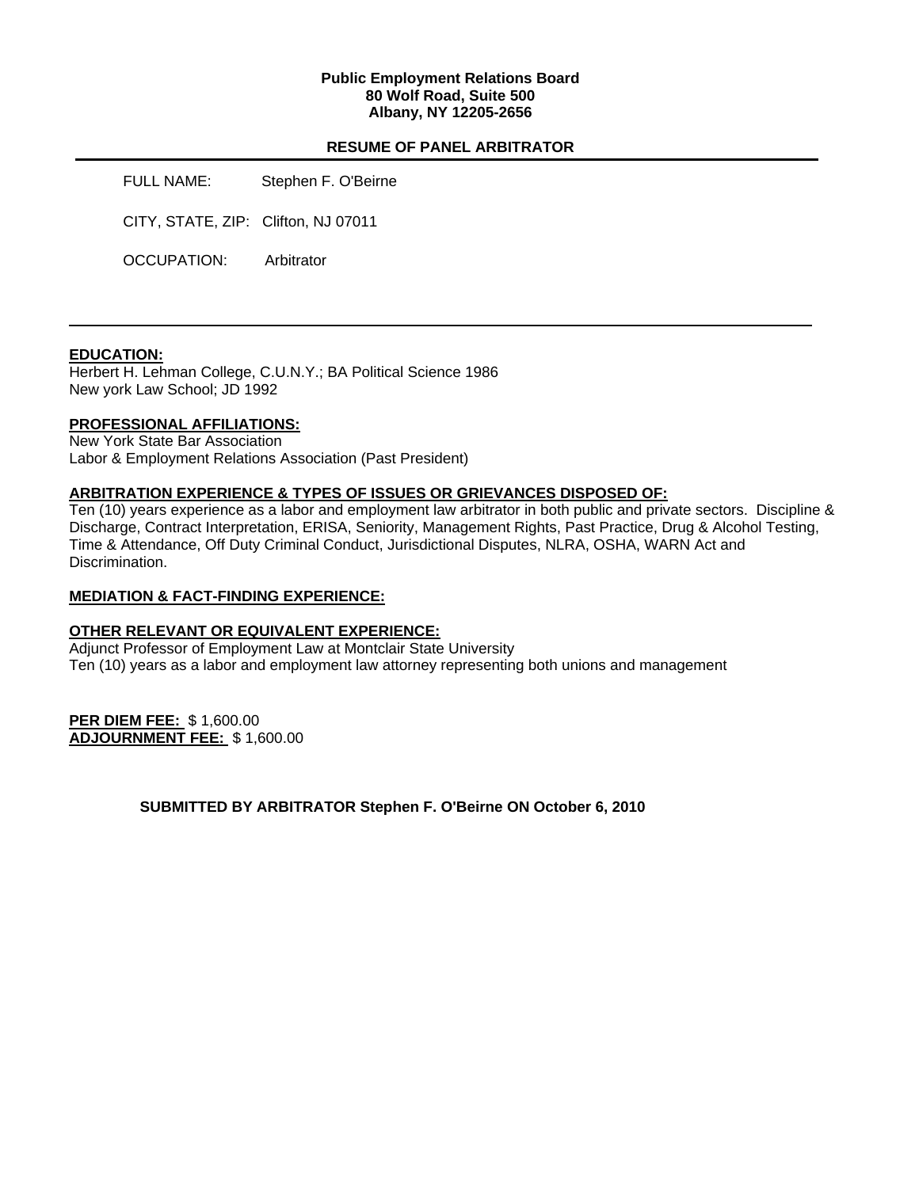**Public Employment Relations Board**
**80 Wolf Road, Suite 500**
**Albany, NY 12205-2656**

## RESUME OF PANEL ARBITRATOR

FULL NAME: Stephen F. O'Beirne

CITY, STATE, ZIP: Clifton, NJ 07011

OCCUPATION: Arbitrator

---

**EDUCATION:**

Herbert H. Lehman College, C.U.N.Y.; BA Political Science 1986
New york Law School; JD 1992

**PROFESSIONAL AFFILIATIONS:**

New York State Bar Association
Labor & Employment Relations Association (Past President)

**ARBITRATION EXPERIENCE & TYPES OF ISSUES OR GRIEVANCES DISPOSED OF:**

Ten (10) years experience as a labor and employment law arbitrator in both public and private sectors. Discipline & Discharge, Contract Interpretation, ERISA, Seniority, Management Rights, Past Practice, Drug & Alcohol Testing, Time & Attendance, Off Duty Criminal Conduct, Jurisdictional Disputes, NLRA, OSHA, WARN Act and Discrimination.

**MEDIATION & FACT-FINDING EXPERIENCE:**

**OTHER RELEVANT OR EQUIVALENT EXPERIENCE:**

Adjunct Professor of Employment Law at Montclair State University
Ten (10) years as a labor and employment law attorney representing both unions and management

**PER DIEM FEE:** $ 1,600.00
**ADJOURNMENT FEE:** $ 1,600.00

**SUBMITTED BY ARBITRATOR Stephen F. O'Beirne ON October 6, 2010**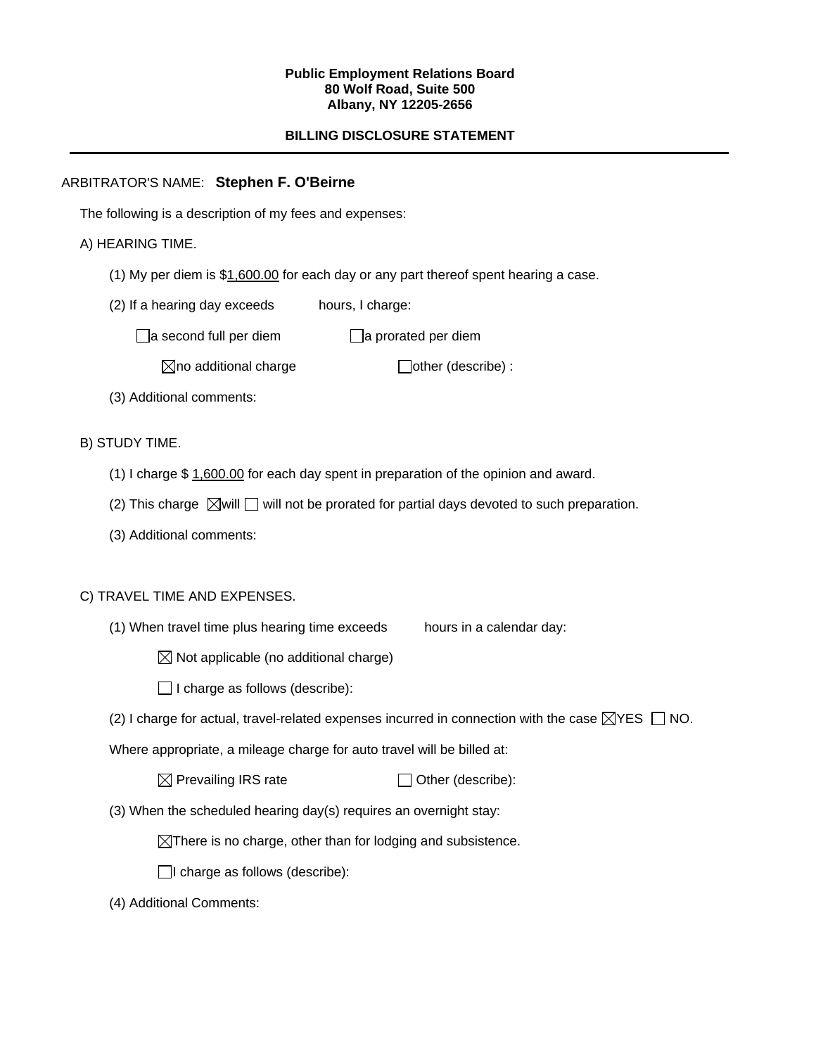**Public Employment Relations Board**
**80 Wolf Road, Suite 500**
**Albany, NY 12205-2656**

**BILLING DISCLOSURE STATEMENT**

---

ARBITRATOR'S NAME: **Stephen F. O'Beirne**

The following is a description of my fees and expenses:

A) HEARING TIME.

(1) My per diem is $1,600.00 for each day or any part thereof spent hearing a case.

(2) If a hearing day exceeds hours, I charge:

☐ a second full per diem ☐ a prorated per diem

☒ no additional charge ☐ other (describe) :

(3) Additional comments:

B) STUDY TIME.

(1) I charge $ 1,600.00 for each day spent in preparation of the opinion and award.

(2) This charge ☒ will ☐ will not be prorated for partial days devoted to such preparation.

(3) Additional comments:

C) TRAVEL TIME AND EXPENSES.

(1) When travel time plus hearing time exceeds hours in a calendar day:

☒ Not applicable (no additional charge)

☐ I charge as follows (describe):

(2) I charge for actual, travel-related expenses incurred in connection with the case ☒ YES ☐ NO.

Where appropriate, a mileage charge for auto travel will be billed at:

☒ Prevailing IRS rate ☐ Other (describe):

(3) When the scheduled hearing day(s) requires an overnight stay:

☒ There is no charge, other than for lodging and subsistence.

☐ I charge as follows (describe):

(4) Additional Comments: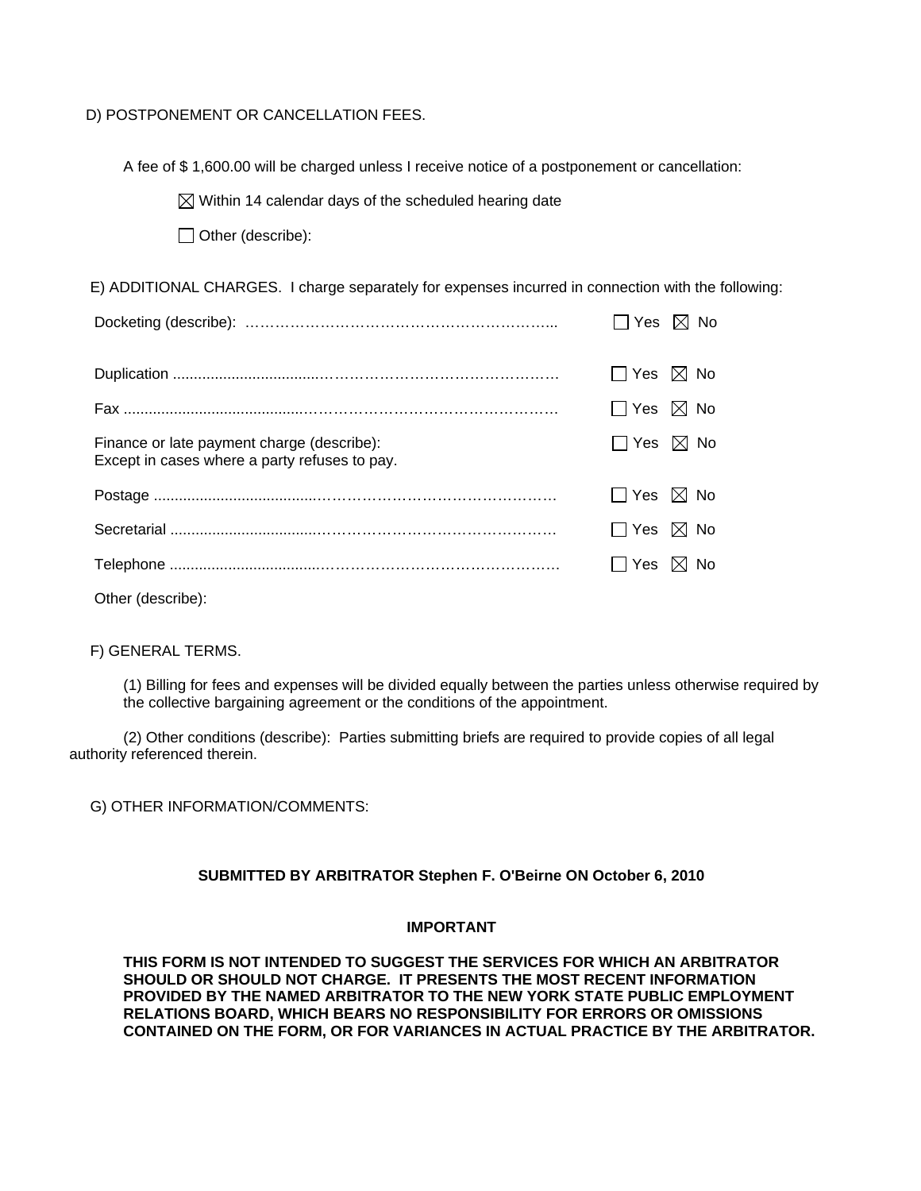D) POSTPONEMENT OR CANCELLATION FEES.

A fee of $ 1,600.00 will be charged unless I receive notice of a postponement or cancellation:

☒ Within 14 calendar days of the scheduled hearing date

☐ Other (describe):

E) ADDITIONAL CHARGES. I charge separately for expenses incurred in connection with the following:

| | |
|---|---|
| Docketing (describe): ……………………………………………………... | ☐ Yes ☒ No |
| Duplication ..................................…………………………………………. | ☐ Yes ☒ No |
| Fax ...........................................…………………………………………… | ☐ Yes ☒ No |
| Finance or late payment charge (describe): Except in cases where a party refuses to pay. | ☐ Yes ☒ No |
| Postage .....................................…………………………………………. | ☐ Yes ☒ No |
| Secretarial ..................................………………………………………… | ☐ Yes ☒ No |
| Telephone ..................................………………………………………… | ☐ Yes ☒ No |

Other (describe):

F) GENERAL TERMS.

(1) Billing for fees and expenses will be divided equally between the parties unless otherwise required by the collective bargaining agreement or the conditions of the appointment.

(2) Other conditions (describe): Parties submitting briefs are required to provide copies of all legal authority referenced therein.

G) OTHER INFORMATION/COMMENTS:

**SUBMITTED BY ARBITRATOR Stephen F. O'Beirne ON October 6, 2010**

**IMPORTANT**

**THIS FORM IS NOT INTENDED TO SUGGEST THE SERVICES FOR WHICH AN ARBITRATOR SHOULD OR SHOULD NOT CHARGE. IT PRESENTS THE MOST RECENT INFORMATION PROVIDED BY THE NAMED ARBITRATOR TO THE NEW YORK STATE PUBLIC EMPLOYMENT RELATIONS BOARD, WHICH BEARS NO RESPONSIBILITY FOR ERRORS OR OMISSIONS CONTAINED ON THE FORM, OR FOR VARIANCES IN ACTUAL PRACTICE BY THE ARBITRATOR.**